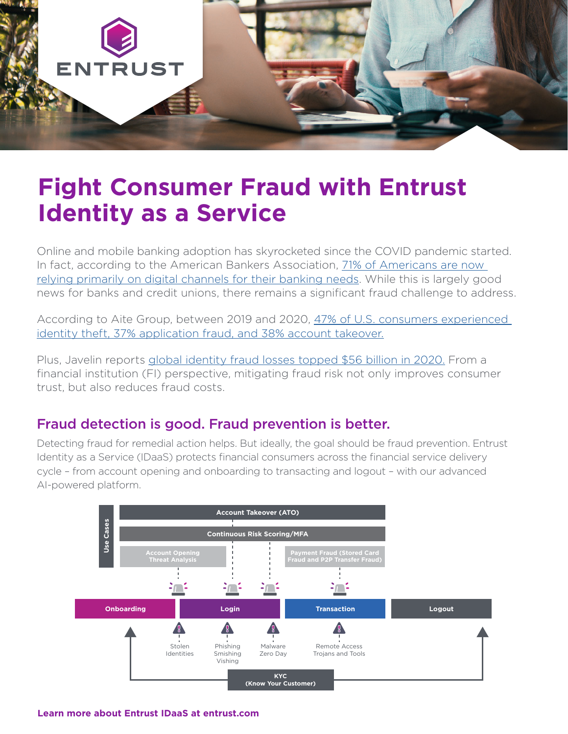ENTRUST

# Fight Consumer Fraud with Entrust Identity as a Service

Online and mobile banking adoption has skyrocketed since the COVID pandemic started. In fact, according to the American Bankers Association, 71% of Americans are now relying primarily on digital channels for their banking needs. While this is largely good news for banks and credit unions, there remains a significant fraud challenge to address.

According to Aite Group, between 2019 and 2020, 47% of U.S. consumers experienced identity theft, 37% application fraud, and 38% account takeover.

Plus, Javelin reports global identity fraud losses topped $56 billion in 2020. From a financial institution (FI) perspective, mitigating fraud risk not only improves consumer trust, but also reduces fraud costs.

## Fraud detection is good. Fraud prevention is better.

Detecting fraud for remedial action helps. But ideally, the goal should be fraud prevention. Entrust Identity as a Service (IDaaS) protects financial consumers across the financial service delivery cycle – from account opening and onboarding to transacting and logout – with our advanced AI-powered platform.

Use Cases

Account Takeover (ATO)

Continuous Risk Scoring/MFA

Account Opening Threat Analysis

Payment Fraud (Stored Card Fraud and P2P Transfer Fraud)

Onboarding | Login | Transaction | Logout

Stolen Identities

Phishing Smishing Vishing

Malware Zero Day

Remote Access Trojans and Tools

KYC (Know Your Customer)

**Learn more about Entrust IDaaS at entrust.com**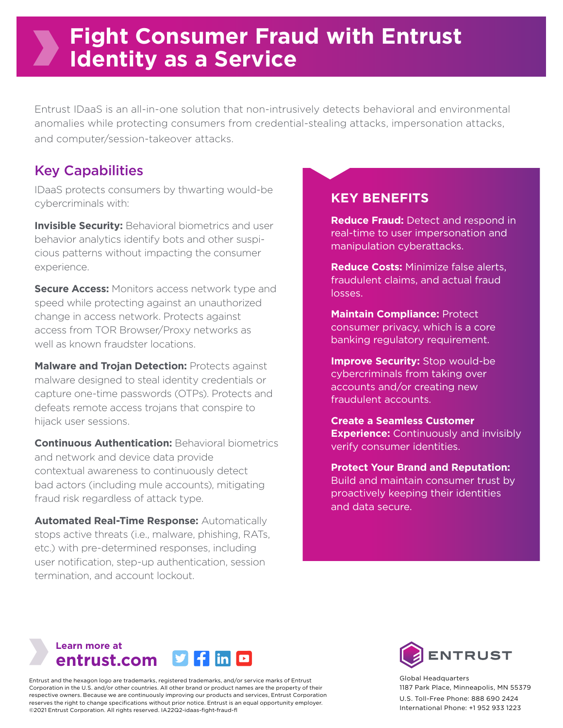# Fight Consumer Fraud with Entrust Identity as a Service

Entrust IDaaS is an all-in-one solution that non-intrusively detects behavioral and environmental anomalies while protecting consumers from credential-stealing attacks, impersonation attacks, and computer/session-takeover attacks.

## Key Capabilities

IDaaS protects consumers by thwarting would-be cybercriminals with:

**Invisible Security:** Behavioral biometrics and user behavior analytics identify bots and other suspicious patterns without impacting the consumer experience.

**Secure Access:** Monitors access network type and speed while protecting against an unauthorized change in access network. Protects against access from TOR Browser/Proxy networks as well as known fraudster locations.

**Malware and Trojan Detection:** Protects against malware designed to steal identity credentials or capture one-time passwords (OTPs). Protects and defeats remote access trojans that conspire to hijack user sessions.

**Continuous Authentication:** Behavioral biometrics and network and device data provide contextual awareness to continuously detect bad actors (including mule accounts), mitigating fraud risk regardless of attack type.

**Automated Real-Time Response:** Automatically stops active threats (i.e., malware, phishing, RATs, etc.) with pre-determined responses, including user notification, step-up authentication, session termination, and account lockout.

## KEY BENEFITS

**Reduce Fraud:** Detect and respond in real-time to user impersonation and manipulation cyberattacks.

**Reduce Costs:** Minimize false alerts, fraudulent claims, and actual fraud losses.

**Maintain Compliance:** Protect consumer privacy, which is a core banking regulatory requirement.

**Improve Security:** Stop would-be cybercriminals from taking over accounts and/or creating new fraudulent accounts.

**Create a Seamless Customer Experience:** Continuously and invisibly verify consumer identities.

**Protect Your Brand and Reputation:** Build and maintain consumer trust by proactively keeping their identities and data secure.

Learn more at
**entrust.com**

Entrust and the hexagon logo are trademarks, registered trademarks, and/or service marks of Entrust Corporation in the U.S. and/or other countries. All other brand or product names are the property of their respective owners. Because we are continuously improving our products and services, Entrust Corporation reserves the right to change specifications without prior notice. Entrust is an equal opportunity employer. ©2021 Entrust Corporation. All rights reserved. IA22Q2-idaas-fight-fraud-fl

ENTRUST

Global Headquarters
1187 Park Place, Minneapolis, MN 55379
U.S. Toll-Free Phone: 888 690 2424
International Phone: +1 952 933 1223